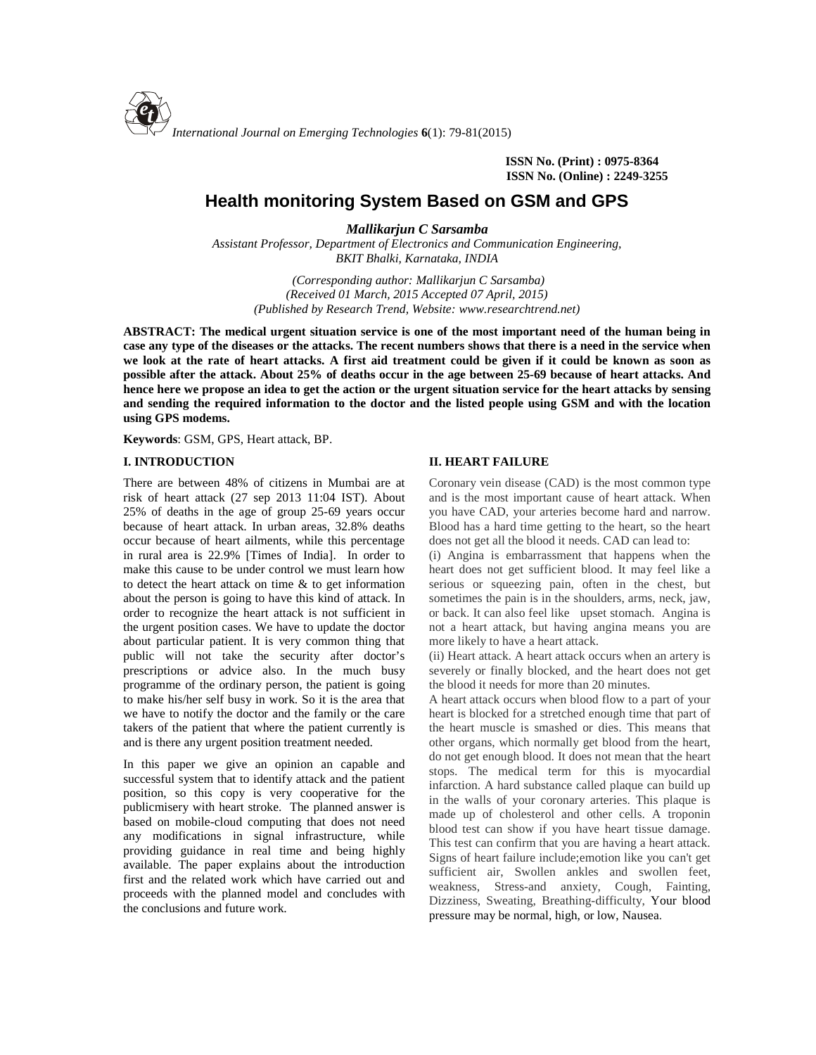# Health monitoring System Based on GSM and GPS

***Mallikarjun C Sarsamba***

*Assistant Professor, Department of Electronics and Communication Engineering, BKIT Bhalki, Karnataka, INDIA*

*(Corresponding author: Mallikarjun C Sarsamba)*
*(Received 01 March, 2015 Accepted 07 April, 2015)*
*(Published by Research Trend, Website: www.researchtrend.net)*

**ABSTRACT: The medical urgent situation service is one of the most important need of the human being in case any type of the diseases or the attacks. The recent numbers shows that there is a need in the service when we look at the rate of heart attacks. A first aid treatment could be given if it could be known as soon as possible after the attack. About 25% of deaths occur in the age between 25-69 because of heart attacks. And hence here we propose an idea to get the action or the urgent situation service for the heart attacks by sensing and sending the required information to the doctor and the listed people using GSM and with the location using GPS modems.**

**Keywords**: GSM, GPS, Heart attack, BP.

## I. INTRODUCTION

There are between 48% of citizens in Mumbai are at risk of heart attack (27 sep 2013 11:04 IST). About 25% of deaths in the age of group 25-69 years occur because of heart attack. In urban areas, 32.8% deaths occur because of heart ailments, while this percentage in rural area is 22.9% [Times of India]. In order to make this cause to be under control we must learn how to detect the heart attack on time & to get information about the person is going to have this kind of attack. In order to recognize the heart attack is not sufficient in the urgent position cases. We have to update the doctor about particular patient. It is very common thing that public will not take the security after doctor's prescriptions or advice also. In the much busy programme of the ordinary person, the patient is going to make his/her self busy in work. So it is the area that we have to notify the doctor and the family or the care takers of the patient that where the patient currently is and is there any urgent position treatment needed.

In this paper we give an opinion an capable and successful system that to identify attack and the patient position, so this copy is very cooperative for the publicmisery with heart stroke. The planned answer is based on mobile-cloud computing that does not need any modifications in signal infrastructure, while providing guidance in real time and being highly available. The paper explains about the introduction first and the related work which have carried out and proceeds with the planned model and concludes with the conclusions and future work.

## II. HEART FAILURE

Coronary vein disease (CAD) is the most common type and is the most important cause of heart attack. When you have CAD, your arteries become hard and narrow. Blood has a hard time getting to the heart, so the heart does not get all the blood it needs. CAD can lead to:

(i) Angina is embarrassment that happens when the heart does not get sufficient blood. It may feel like a serious or squeezing pain, often in the chest, but sometimes the pain is in the shoulders, arms, neck, jaw, or back. It can also feel like upset stomach. Angina is not a heart attack, but having angina means you are more likely to have a heart attack.

(ii) Heart attack. A heart attack occurs when an artery is severely or finally blocked, and the heart does not get the blood it needs for more than 20 minutes.

A heart attack occurs when blood flow to a part of your heart is blocked for a stretched enough time that part of the heart muscle is smashed or dies. This means that other organs, which normally get blood from the heart, do not get enough blood. It does not mean that the heart stops. The medical term for this is myocardial infarction. A hard substance called plaque can build up in the walls of your coronary arteries. This plaque is made up of cholesterol and other cells. A troponin blood test can show if you have heart tissue damage. This test can confirm that you are having a heart attack. Signs of heart failure include;emotion like you can't get sufficient air, Swollen ankles and swollen feet, weakness, Stress-and anxiety, Cough, Fainting, Dizziness, Sweating, Breathing-difficulty, Your blood pressure may be normal, high, or low, Nausea.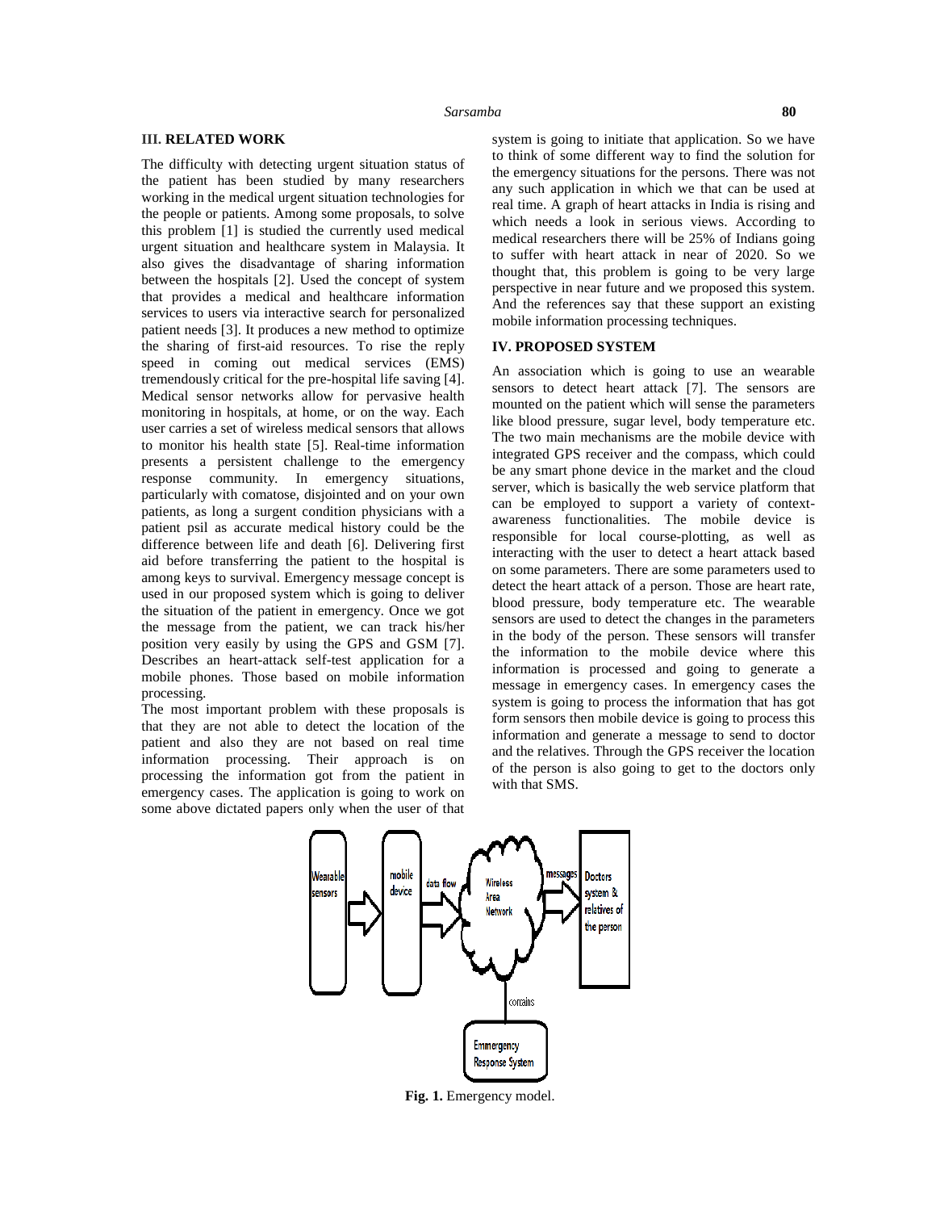## III. RELATED WORK

The difficulty with detecting urgent situation status of the patient has been studied by many researchers working in the medical urgent situation technologies for the people or patients. Among some proposals, to solve this problem [1] is studied the currently used medical urgent situation and healthcare system in Malaysia. It also gives the disadvantage of sharing information between the hospitals [2]. Used the concept of system that provides a medical and healthcare information services to users via interactive search for personalized patient needs [3]. It produces a new method to optimize the sharing of first-aid resources. To rise the reply speed in coming out medical services (EMS) tremendously critical for the pre-hospital life saving [4]. Medical sensor networks allow for pervasive health monitoring in hospitals, at home, or on the way. Each user carries a set of wireless medical sensors that allows to monitor his health state [5]. Real-time information presents a persistent challenge to the emergency response community. In emergency situations, particularly with comatose, disjointed and on your own patients, as long a surgent condition physicians with a patient psil as accurate medical history could be the difference between life and death [6]. Delivering first aid before transferring the patient to the hospital is among keys to survival. Emergency message concept is used in our proposed system which is going to deliver the situation of the patient in emergency. Once we got the message from the patient, we can track his/her position very easily by using the GPS and GSM [7]. Describes an heart-attack self-test application for a mobile phones. Those based on mobile information processing.

The most important problem with these proposals is that they are not able to detect the location of the patient and also they are not based on real time information processing. Their approach is on processing the information got from the patient in emergency cases. The application is going to work on some above dictated papers only when the user of that system is going to initiate that application. So we have to think of some different way to find the solution for the emergency situations for the persons. There was not any such application in which we that can be used at real time. A graph of heart attacks in India is rising and which needs a look in serious views. According to medical researchers there will be 25% of Indians going to suffer with heart attack in near of 2020. So we thought that, this problem is going to be very large perspective in near future and we proposed this system. And the references say that these support an existing mobile information processing techniques.

## IV. PROPOSED SYSTEM

An association which is going to use an wearable sensors to detect heart attack [7]. The sensors are mounted on the patient which will sense the parameters like blood pressure, sugar level, body temperature etc. The two main mechanisms are the mobile device with integrated GPS receiver and the compass, which could be any smart phone device in the market and the cloud server, which is basically the web service platform that can be employed to support a variety of context-awareness functionalities. The mobile device is responsible for local course-plotting, as well as interacting with the user to detect a heart attack based on some parameters. There are some parameters used to detect the heart attack of a person. Those are heart rate, blood pressure, body temperature etc. The wearable sensors are used to detect the changes in the parameters in the body of the person. These sensors will transfer the information to the mobile device where this information is processed and going to generate a message in emergency cases. In emergency cases the system is going to process the information that has got form sensors then mobile device is going to process this information and generate a message to send to doctor and the relatives. Through the GPS receiver the location of the person is also going to get to the doctors only with that SMS.

**Fig. 1.** Emergency model.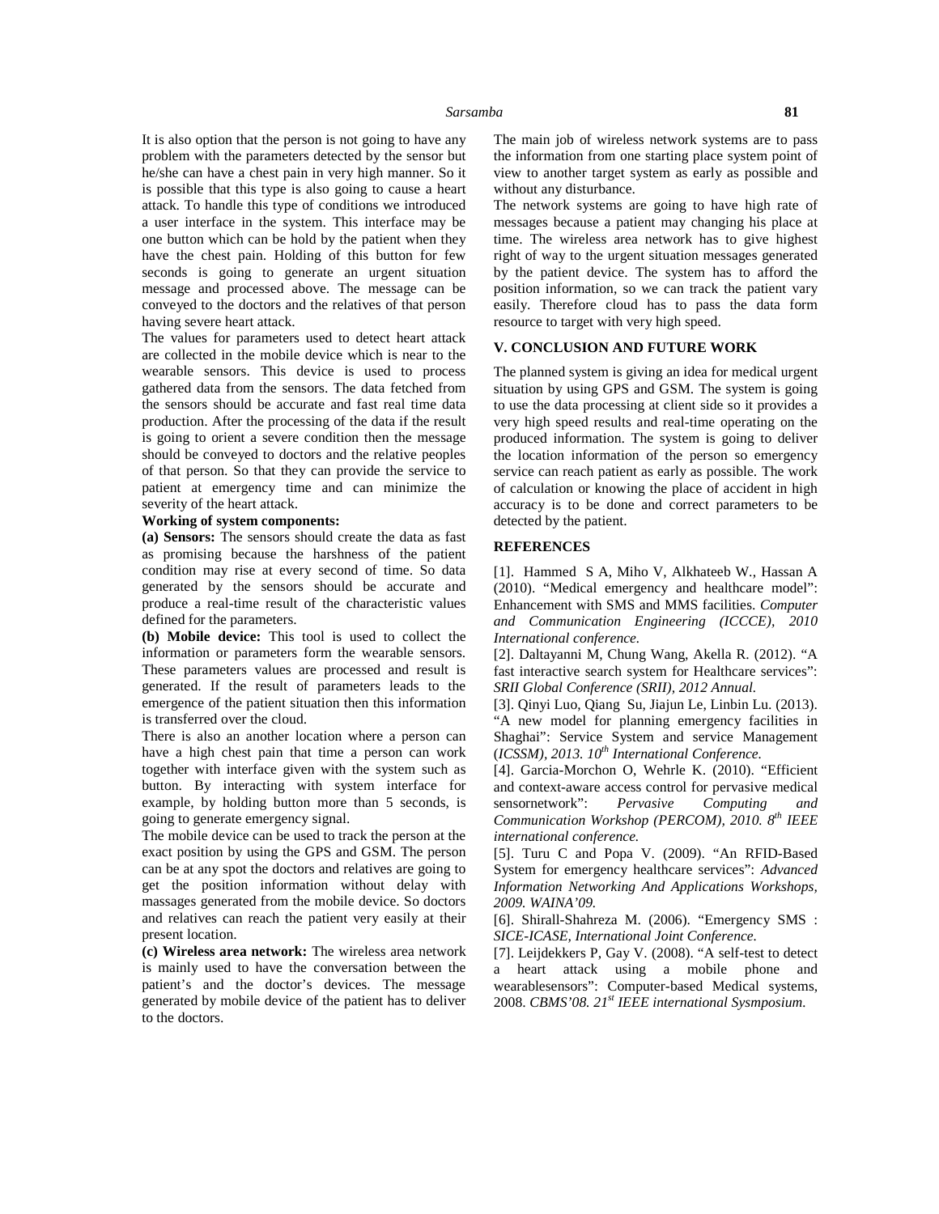It is also option that the person is not going to have any problem with the parameters detected by the sensor but he/she can have a chest pain in very high manner. So it is possible that this type is also going to cause a heart attack. To handle this type of conditions we introduced a user interface in the system. This interface may be one button which can be hold by the patient when they have the chest pain. Holding of this button for few seconds is going to generate an urgent situation message and processed above. The message can be conveyed to the doctors and the relatives of that person having severe heart attack.

The values for parameters used to detect heart attack are collected in the mobile device which is near to the wearable sensors. This device is used to process gathered data from the sensors. The data fetched from the sensors should be accurate and fast real time data production. After the processing of the data if the result is going to orient a severe condition then the message should be conveyed to doctors and the relative peoples of that person. So that they can provide the service to patient at emergency time and can minimize the severity of the heart attack.

**Working of system components:**

**(a) Sensors:** The sensors should create the data as fast as promising because the harshness of the patient condition may rise at every second of time. So data generated by the sensors should be accurate and produce a real-time result of the characteristic values defined for the parameters.

**(b) Mobile device:** This tool is used to collect the information or parameters form the wearable sensors. These parameters values are processed and result is generated. If the result of parameters leads to the emergence of the patient situation then this information is transferred over the cloud.

There is also an another location where a person can have a high chest pain that time a person can work together with interface given with the system such as button. By interacting with system interface for example, by holding button more than 5 seconds, is going to generate emergency signal.

The mobile device can be used to track the person at the exact position by using the GPS and GSM. The person can be at any spot the doctors and relatives are going to get the position information without delay with massages generated from the mobile device. So doctors and relatives can reach the patient very easily at their present location.

**(c) Wireless area network:** The wireless area network is mainly used to have the conversation between the patient's and the doctor's devices. The message generated by mobile device of the patient has to deliver to the doctors.

The main job of wireless network systems are to pass the information from one starting place system point of view to another target system as early as possible and without any disturbance.

The network systems are going to have high rate of messages because a patient may changing his place at time. The wireless area network has to give highest right of way to the urgent situation messages generated by the patient device. The system has to afford the position information, so we can track the patient vary easily. Therefore cloud has to pass the data form resource to target with very high speed.

## V. CONCLUSION AND FUTURE WORK

The planned system is giving an idea for medical urgent situation by using GPS and GSM. The system is going to use the data processing at client side so it provides a very high speed results and real-time operating on the produced information. The system is going to deliver the location information of the person so emergency service can reach patient as early as possible. The work of calculation or knowing the place of accident in high accuracy is to be done and correct parameters to be detected by the patient.

## REFERENCES

[1]. Hammed S A, Miho V, Alkhateeb W., Hassan A (2010). "Medical emergency and healthcare model": Enhancement with SMS and MMS facilities. *Computer and Communication Engineering (ICCCE), 2010 International conference.*

[2]. Daltayanni M, Chung Wang, Akella R. (2012). "A fast interactive search system for Healthcare services": *SRII Global Conference (SRII), 2012 Annual.*

[3]. Qinyi Luo, Qiang Su, Jiajun Le, Linbin Lu. (2013). "A new model for planning emergency facilities in Shaghai": Service System and service Management (*ICSSM), 2013. 10th International Conference.*

[4]. Garcia-Morchon O, Wehrle K. (2010). "Efficient and context-aware access control for pervasive medical sensornetwork": *Pervasive Computing and Communication Workshop (PERCOM), 2010. 8th IEEE international conference.*

[5]. Turu C and Popa V. (2009). "An RFID-Based System for emergency healthcare services": *Advanced Information Networking And Applications Workshops, 2009. WAINA'09.*

[6]. Shirall-Shahreza M. (2006). "Emergency SMS : *SICE-ICASE, International Joint Conference.*

[7]. Leijdekkers P, Gay V. (2008). "A self-test to detect a heart attack using a mobile phone and wearablesensors": Computer-based Medical systems, 2008. *CBMS'08. 21st IEEE international Sysmposium.*